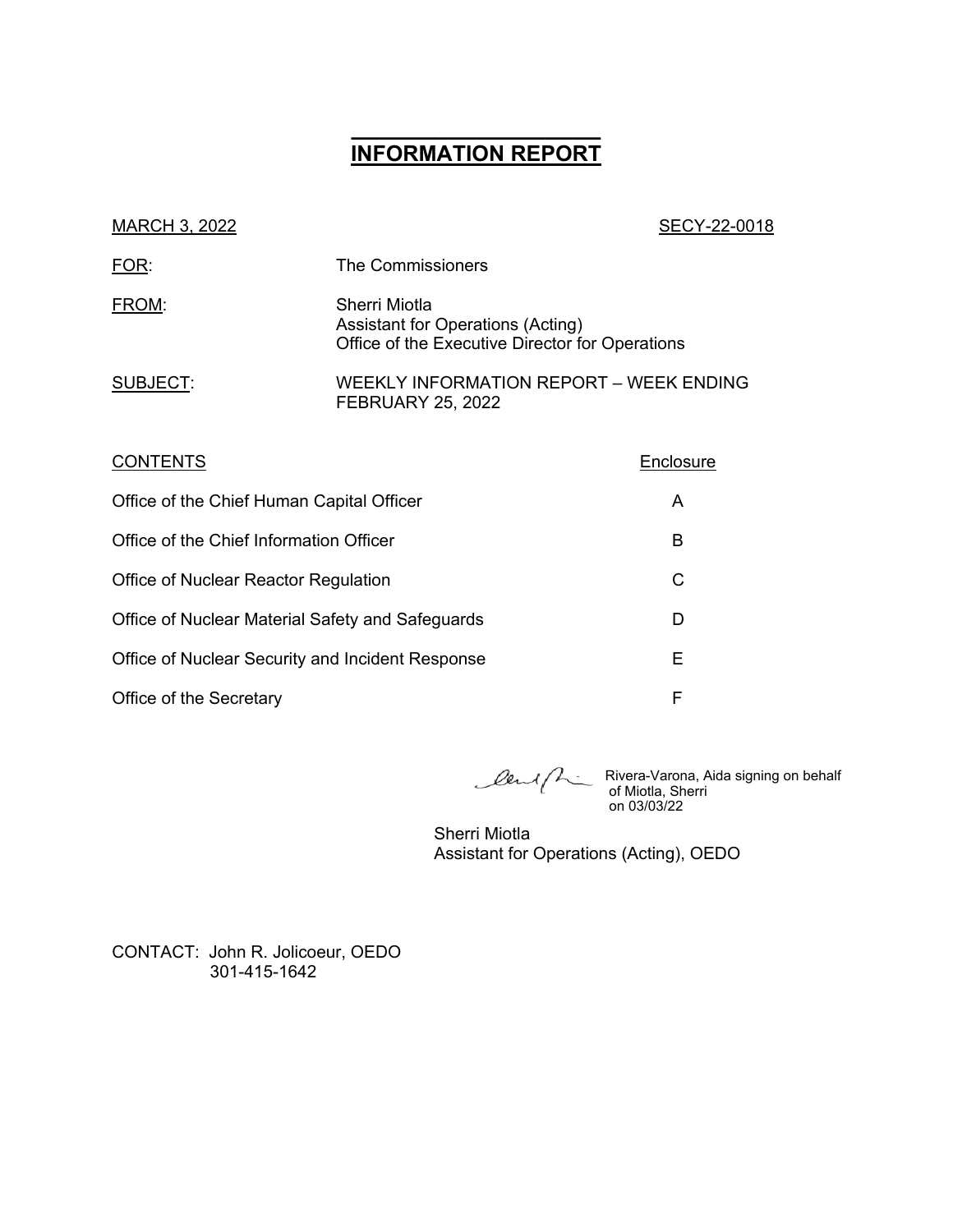# INFORMATION REPORT

MARCH 3, 2022 SECY-22-0018

FOR: The Commissioners

FROM: Sherri Miotla
Assistant for Operations (Acting)
Office of the Executive Director for Operations

SUBJECT: WEEKLY INFORMATION REPORT – WEEK ENDING FEBRUARY 25, 2022

| CONTENTS | Enclosure |
|---|---|
| Office of the Chief Human Capital Officer | A |
| Office of the Chief Information Officer | B |
| Office of Nuclear Reactor Regulation | C |
| Office of Nuclear Material Safety and Safeguards | D |
| Office of Nuclear Security and Incident Response | E |
| Office of the Secretary | F |

Rivera-Varona, Aida signing on behalf of Miotla, Sherri on 03/03/22

Sherri Miotla
Assistant for Operations (Acting), OEDO

CONTACT: John R. Jolicoeur, OEDO
301-415-1642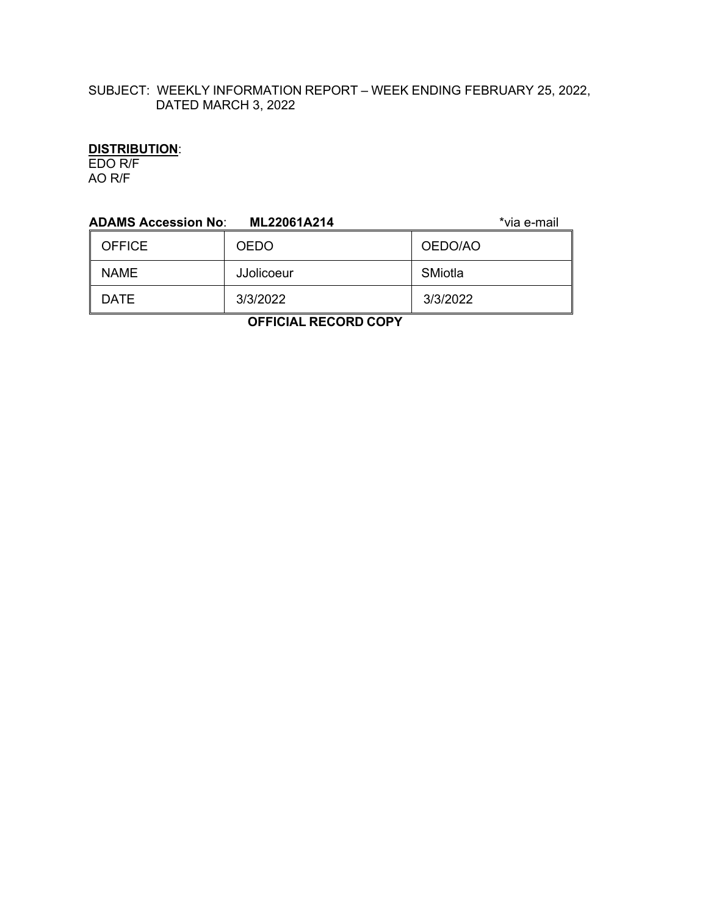SUBJECT: WEEKLY INFORMATION REPORT – WEEK ENDING FEBRUARY 25, 2022, DATED MARCH 3, 2022

**DISTRIBUTION**:
EDO R/F
AO R/F

**ADAMS Accession No**: **ML22061A214** *via e-mail

| OFFICE | OEDO | OEDO/AO |
|---|---|---|
| NAME | JJolicoeur | SMiotla |
| DATE | 3/3/2022 | 3/3/2022 |

**OFFICIAL RECORD COPY**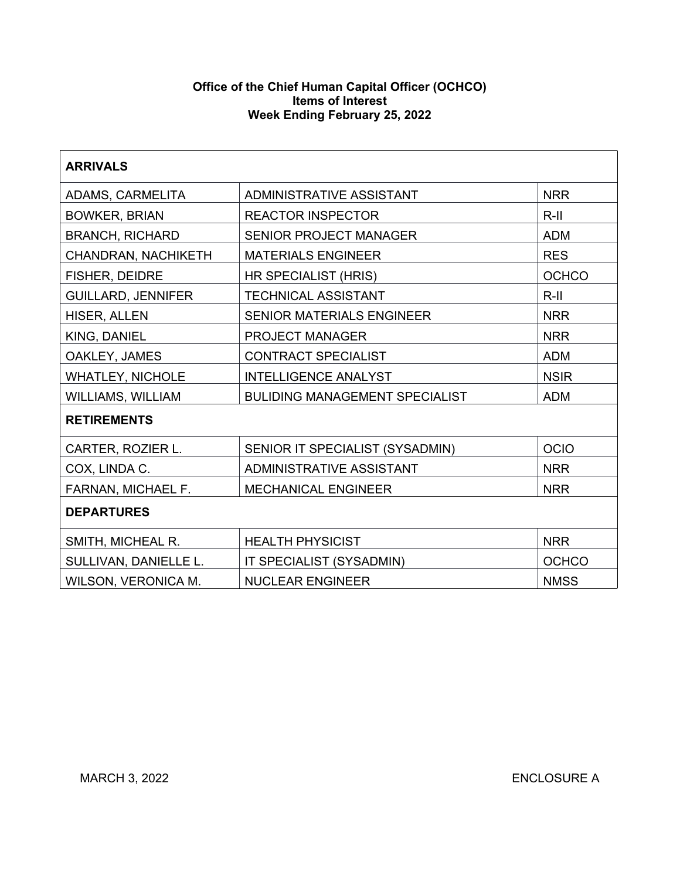**Office of the Chief Human Capital Officer (OCHCO)**
**Items of Interest**
**Week Ending February 25, 2022**

| **ARRIVALS** | | |
|---|---|---|
| ADAMS, CARMELITA | ADMINISTRATIVE ASSISTANT | NRR |
| BOWKER, BRIAN | REACTOR INSPECTOR | R-II |
| BRANCH, RICHARD | SENIOR PROJECT MANAGER | ADM |
| CHANDRAN, NACHIKETH | MATERIALS ENGINEER | RES |
| FISHER, DEIDRE | HR SPECIALIST (HRIS) | OCHCO |
| GUILLARD, JENNIFER | TECHNICAL ASSISTANT | R-II |
| HISER, ALLEN | SENIOR MATERIALS ENGINEER | NRR |
| KING, DANIEL | PROJECT MANAGER | NRR |
| OAKLEY, JAMES | CONTRACT SPECIALIST | ADM |
| WHATLEY, NICHOLE | INTELLIGENCE ANALYST | NSIR |
| WILLIAMS, WILLIAM | BULIDING MANAGEMENT SPECIALIST | ADM |
| **RETIREMENTS** | | |
| CARTER, ROZIER L. | SENIOR IT SPECIALIST (SYSADMIN) | OCIO |
| COX, LINDA C. | ADMINISTRATIVE ASSISTANT | NRR |
| FARNAN, MICHAEL F. | MECHANICAL ENGINEER | NRR |
| **DEPARTURES** | | |
| SMITH, MICHEAL R. | HEALTH PHYSICIST | NRR |
| SULLIVAN, DANIELLE L. | IT SPECIALIST (SYSADMIN) | OCHCO |
| WILSON, VERONICA M. | NUCLEAR ENGINEER | NMSS |

MARCH 3, 2022 ENCLOSURE A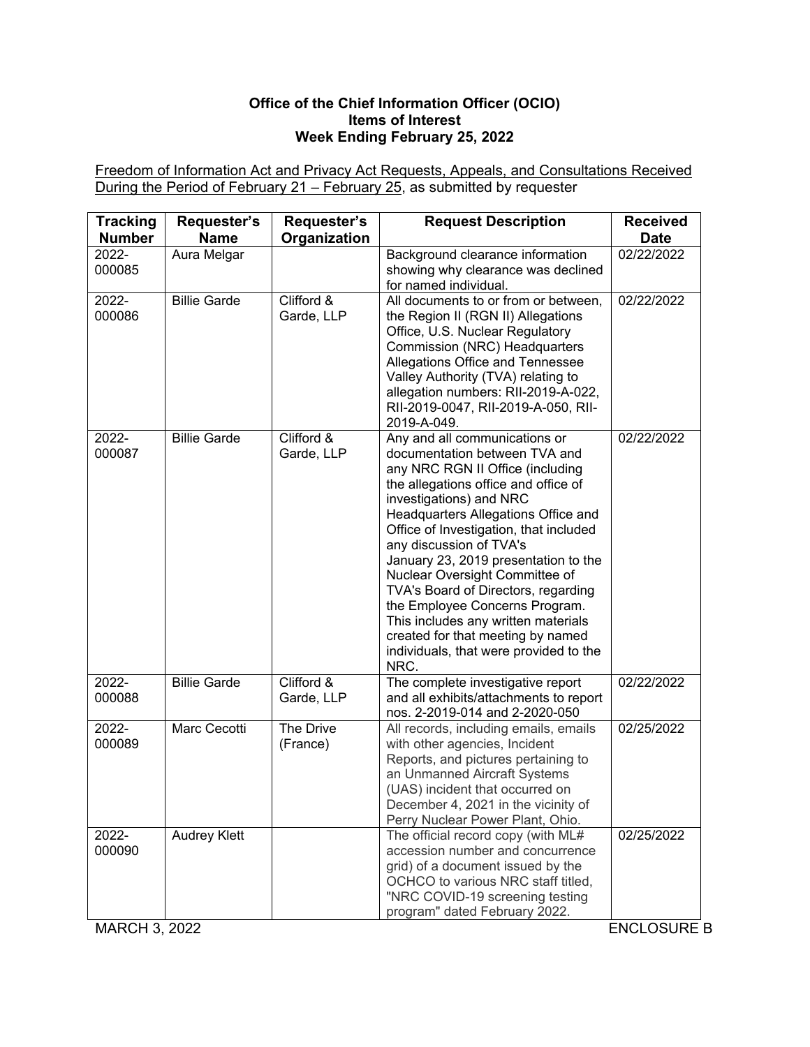**Office of the Chief Information Officer (OCIO)**
**Items of Interest**
**Week Ending February 25, 2022**

Freedom of Information Act and Privacy Act Requests, Appeals, and Consultations Received During the Period of February 21 – February 25, as submitted by requester

| Tracking Number | Requester's Name | Requester's Organization | Request Description | Received Date |
|---|---|---|---|---|
| 2022-000085 | Aura Melgar | | Background clearance information showing why clearance was declined for named individual. | 02/22/2022 |
| 2022-000086 | Billie Garde | Clifford & Garde, LLP | All documents to or from or between, the Region II (RGN II) Allegations Office, U.S. Nuclear Regulatory Commission (NRC) Headquarters Allegations Office and Tennessee Valley Authority (TVA) relating to allegation numbers: RII-2019-A-022, RII-2019-0047, RII-2019-A-050, RII-2019-A-049. | 02/22/2022 |
| 2022-000087 | Billie Garde | Clifford & Garde, LLP | Any and all communications or documentation between TVA and any NRC RGN II Office (including the allegations office and office of investigations) and NRC Headquarters Allegations Office and Office of Investigation, that included any discussion of TVA's January 23, 2019 presentation to the Nuclear Oversight Committee of TVA's Board of Directors, regarding the Employee Concerns Program. This includes any written materials created for that meeting by named individuals, that were provided to the NRC. | 02/22/2022 |
| 2022-000088 | Billie Garde | Clifford & Garde, LLP | The complete investigative report and all exhibits/attachments to report nos. 2-2019-014 and 2-2020-050 | 02/22/2022 |
| 2022-000089 | Marc Cecotti | The Drive (France) | All records, including emails, emails with other agencies, Incident Reports, and pictures pertaining to an Unmanned Aircraft Systems (UAS) incident that occurred on December 4, 2021 in the vicinity of Perry Nuclear Power Plant, Ohio. | 02/25/2022 |
| 2022-000090 | Audrey Klett | | The official record copy (with ML# accession number and concurrence grid) of a document issued by the OCHCO to various NRC staff titled, "NRC COVID-19 screening testing program" dated February 2022. | 02/25/2022 |

MARCH 3, 2022 ENCLOSURE B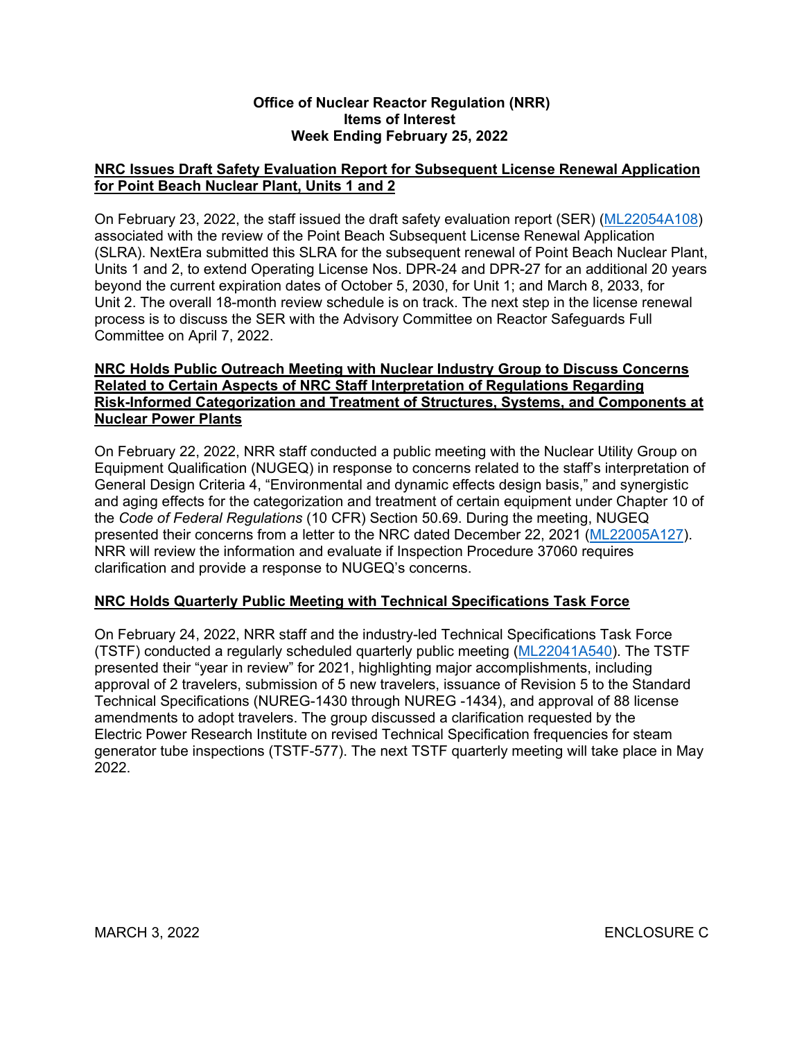**Office of Nuclear Reactor Regulation (NRR)**
**Items of Interest**
**Week Ending February 25, 2022**

## NRC Issues Draft Safety Evaluation Report for Subsequent License Renewal Application for Point Beach Nuclear Plant, Units 1 and 2

On February 23, 2022, the staff issued the draft safety evaluation report (SER) (ML22054A108) associated with the review of the Point Beach Subsequent License Renewal Application (SLRA). NextEra submitted this SLRA for the subsequent renewal of Point Beach Nuclear Plant, Units 1 and 2, to extend Operating License Nos. DPR-24 and DPR-27 for an additional 20 years beyond the current expiration dates of October 5, 2030, for Unit 1; and March 8, 2033, for Unit 2. The overall 18-month review schedule is on track. The next step in the license renewal process is to discuss the SER with the Advisory Committee on Reactor Safeguards Full Committee on April 7, 2022.

## NRC Holds Public Outreach Meeting with Nuclear Industry Group to Discuss Concerns Related to Certain Aspects of NRC Staff Interpretation of Regulations Regarding Risk-Informed Categorization and Treatment of Structures, Systems, and Components at Nuclear Power Plants

On February 22, 2022, NRR staff conducted a public meeting with the Nuclear Utility Group on Equipment Qualification (NUGEQ) in response to concerns related to the staff's interpretation of General Design Criteria 4, "Environmental and dynamic effects design basis," and synergistic and aging effects for the categorization and treatment of certain equipment under Chapter 10 of the *Code of Federal Regulations* (10 CFR) Section 50.69. During the meeting, NUGEQ presented their concerns from a letter to the NRC dated December 22, 2021 (ML22005A127). NRR will review the information and evaluate if Inspection Procedure 37060 requires clarification and provide a response to NUGEQ's concerns.

## NRC Holds Quarterly Public Meeting with Technical Specifications Task Force

On February 24, 2022, NRR staff and the industry-led Technical Specifications Task Force (TSTF) conducted a regularly scheduled quarterly public meeting (ML22041A540). The TSTF presented their "year in review" for 2021, highlighting major accomplishments, including approval of 2 travelers, submission of 5 new travelers, issuance of Revision 5 to the Standard Technical Specifications (NUREG-1430 through NUREG -1434), and approval of 88 license amendments to adopt travelers. The group discussed a clarification requested by the Electric Power Research Institute on revised Technical Specification frequencies for steam generator tube inspections (TSTF-577). The next TSTF quarterly meeting will take place in May 2022.

MARCH 3, 2022 ENCLOSURE C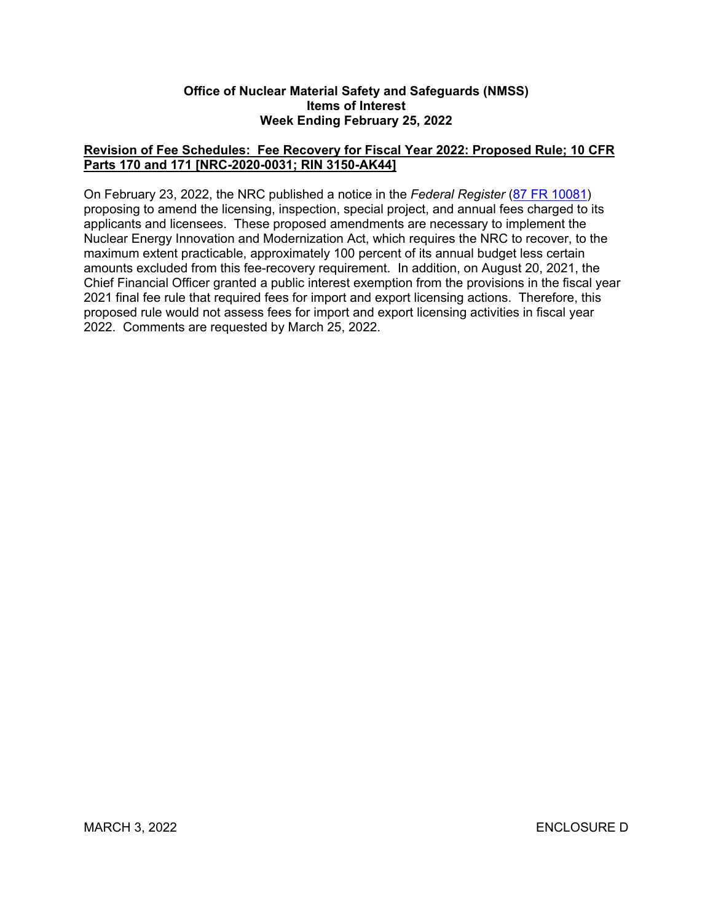**Office of Nuclear Material Safety and Safeguards (NMSS)**
**Items of Interest**
**Week Ending February 25, 2022**

**Revision of Fee Schedules: Fee Recovery for Fiscal Year 2022: Proposed Rule; 10 CFR Parts 170 and 171 [NRC-2020-0031; RIN 3150-AK44]**

On February 23, 2022, the NRC published a notice in the *Federal Register* (87 FR 10081) proposing to amend the licensing, inspection, special project, and annual fees charged to its applicants and licensees. These proposed amendments are necessary to implement the Nuclear Energy Innovation and Modernization Act, which requires the NRC to recover, to the maximum extent practicable, approximately 100 percent of its annual budget less certain amounts excluded from this fee-recovery requirement. In addition, on August 20, 2021, the Chief Financial Officer granted a public interest exemption from the provisions in the fiscal year 2021 final fee rule that required fees for import and export licensing actions. Therefore, this proposed rule would not assess fees for import and export licensing activities in fiscal year 2022. Comments are requested by March 25, 2022.

MARCH 3, 2022 ENCLOSURE D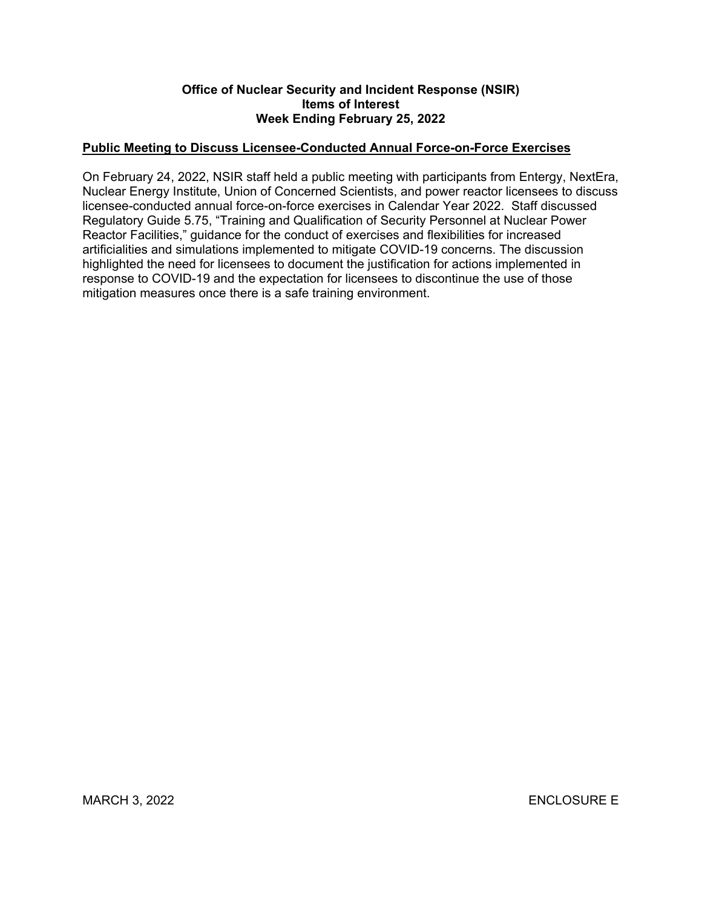**Office of Nuclear Security and Incident Response (NSIR)**
**Items of Interest**
**Week Ending February 25, 2022**

## Public Meeting to Discuss Licensee-Conducted Annual Force-on-Force Exercises

On February 24, 2022, NSIR staff held a public meeting with participants from Entergy, NextEra, Nuclear Energy Institute, Union of Concerned Scientists, and power reactor licensees to discuss licensee-conducted annual force-on-force exercises in Calendar Year 2022. Staff discussed Regulatory Guide 5.75, "Training and Qualification of Security Personnel at Nuclear Power Reactor Facilities," guidance for the conduct of exercises and flexibilities for increased artificialities and simulations implemented to mitigate COVID-19 concerns. The discussion highlighted the need for licensees to document the justification for actions implemented in response to COVID-19 and the expectation for licensees to discontinue the use of those mitigation measures once there is a safe training environment.

MARCH 3, 2022 ENCLOSURE E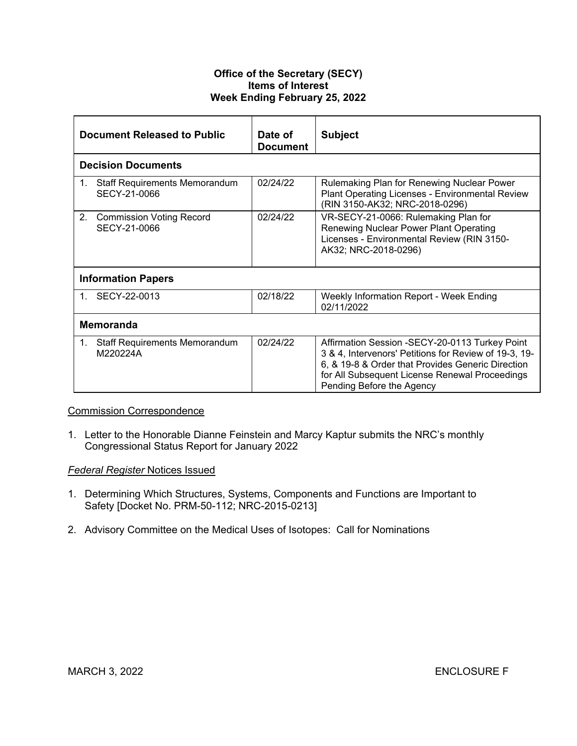**Office of the Secretary (SECY)**
**Items of Interest**
**Week Ending February 25, 2022**

| Document Released to Public | Date of Document | Subject |
|---|---|---|
| **Decision Documents** | | |
| 1. Staff Requirements Memorandum SECY-21-0066 | 02/24/22 | Rulemaking Plan for Renewing Nuclear Power Plant Operating Licenses - Environmental Review (RIN 3150-AK32; NRC-2018-0296) |
| 2. Commission Voting Record SECY-21-0066 | 02/24/22 | VR-SECY-21-0066: Rulemaking Plan for Renewing Nuclear Power Plant Operating Licenses - Environmental Review (RIN 3150-AK32; NRC-2018-0296) |
| **Information Papers** | | |
| 1. SECY-22-0013 | 02/18/22 | Weekly Information Report - Week Ending 02/11/2022 |
| **Memoranda** | | |
| 1. Staff Requirements Memorandum M220224A | 02/24/22 | Affirmation Session -SECY-20-0113 Turkey Point 3 & 4, Intervenors' Petitions for Review of 19-3, 19-6, & 19-8 & Order that Provides Generic Direction for All Subsequent License Renewal Proceedings Pending Before the Agency |

Commission Correspondence

1. Letter to the Honorable Dianne Feinstein and Marcy Kaptur submits the NRC's monthly Congressional Status Report for January 2022

*Federal Register* Notices Issued

1. Determining Which Structures, Systems, Components and Functions are Important to Safety [Docket No. PRM-50-112; NRC-2015-0213]

2. Advisory Committee on the Medical Uses of Isotopes: Call for Nominations

MARCH 3, 2022 ENCLOSURE F